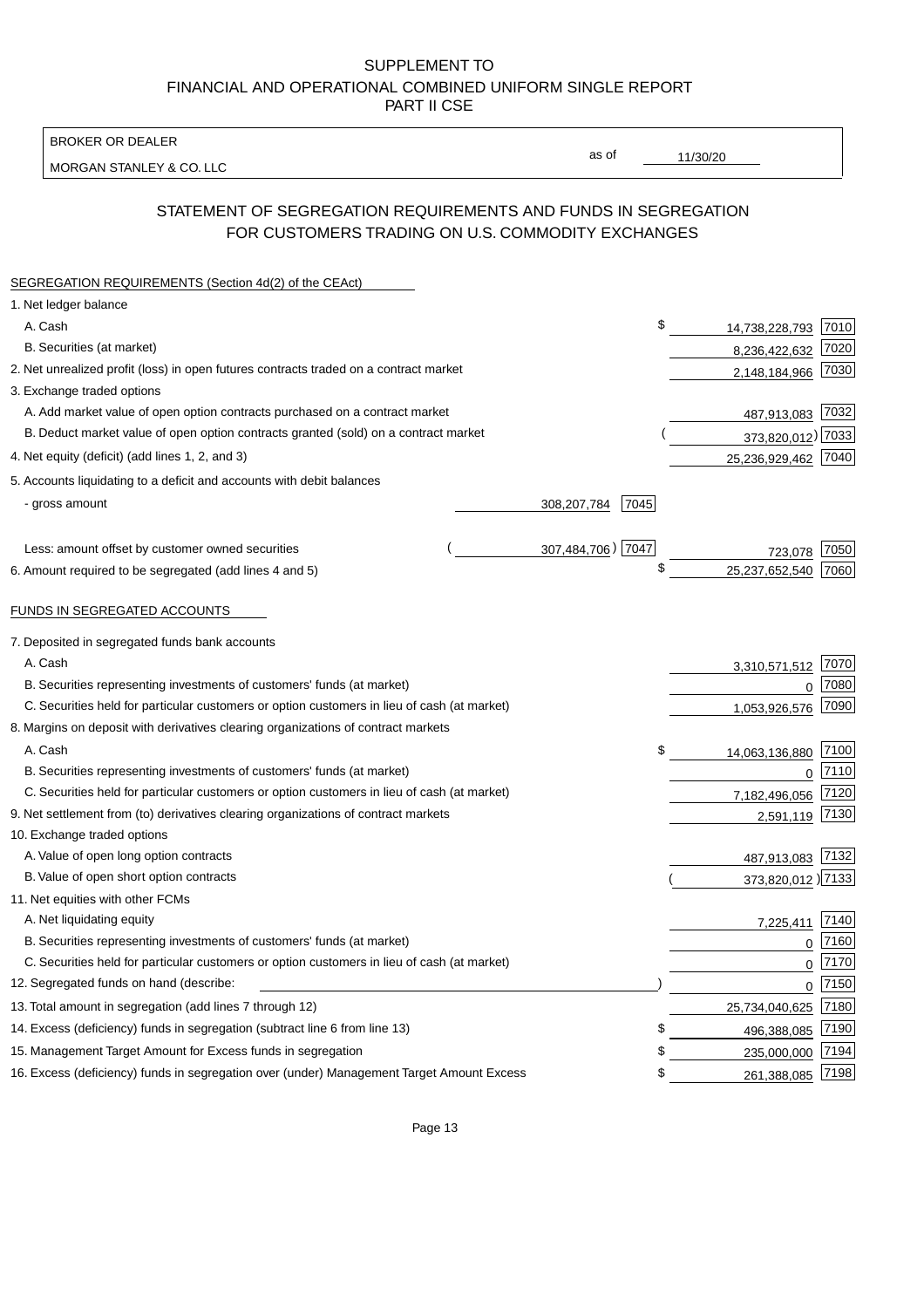SUPPLEMENT TO
FINANCIAL AND OPERATIONAL COMBINED UNIFORM SINGLE REPORT
PART II CSE

| BROKER OR DEALER | | |
|---|---|---|
| MORGAN STANLEY & CO. LLC | as of | 11/30/20 |

## STATEMENT OF SEGREGATION REQUIREMENTS AND FUNDS IN SEGREGATION FOR CUSTOMERS TRADING ON U.S. COMMODITY EXCHANGES

| SEGREGATION REQUIREMENTS (Section 4d(2) of the CEAct) | | | | |
|---|---|---|---|---|
| 1. Net ledger balance | | | | |
| A. Cash | | | $ 14,738,228,793 | 7010 |
| B. Securities (at market) | | | 8,236,422,632 | 7020 |
| 2. Net unrealized profit (loss) in open futures contracts traded on a contract market | | | 2,148,184,966 | 7030 |
| 3. Exchange traded options | | | | |
| A. Add market value of open option contracts purchased on a contract market | | | 487,913,083 | 7032 |
| B. Deduct market value of open option contracts granted (sold) on a contract market | | | ( 373,820,012) | 7033 |
| 4. Net equity (deficit) (add lines 1, 2, and 3) | | | 25,236,929,462 | 7040 |
| 5. Accounts liquidating to a deficit and accounts with debit balances | | | | |
| - gross amount | 308,207,784 | 7045 | | |
| Less: amount offset by customer owned securities | ( 307,484,706) | 7047 | 723,078 | 7050 |
| 6. Amount required to be segregated (add lines 4 and 5) | | | $ 25,237,652,540 | 7060 |
| FUNDS IN SEGREGATED ACCOUNTS | | | | |
| 7. Deposited in segregated funds bank accounts | | | | |
| A. Cash | | | 3,310,571,512 | 7070 |
| B. Securities representing investments of customers' funds (at market) | | | 0 | 7080 |
| C. Securities held for particular customers or option customers in lieu of cash (at market) | | | 1,053,926,576 | 7090 |
| 8. Margins on deposit with derivatives clearing organizations of contract markets | | | | |
| A. Cash | | | $ 14,063,136,880 | 7100 |
| B. Securities representing investments of customers' funds (at market) | | | 0 | 7110 |
| C. Securities held for particular customers or option customers in lieu of cash (at market) | | | 7,182,496,056 | 7120 |
| 9. Net settlement from (to) derivatives clearing organizations of contract markets | | | 2,591,119 | 7130 |
| 10. Exchange traded options | | | | |
| A. Value of open long option contracts | | | 487,913,083 | 7132 |
| B. Value of open short option contracts | | | ( 373,820,012 ) | 7133 |
| 11. Net equities with other FCMs | | | | |
| A. Net liquidating equity | | | 7,225,411 | 7140 |
| B. Securities representing investments of customers' funds (at market) | | | 0 | 7160 |
| C. Securities held for particular customers or option customers in lieu of cash (at market) | | | 0 | 7170 |
| 12. Segregated funds on hand (describe: ) | | | 0 | 7150 |
| 13. Total amount in segregation (add lines 7 through 12) | | | 25,734,040,625 | 7180 |
| 14. Excess (deficiency) funds in segregation (subtract line 6 from line 13) | | | $ 496,388,085 | 7190 |
| 15. Management Target Amount for Excess funds in segregation | | | $ 235,000,000 | 7194 |
| 16. Excess (deficiency) funds in segregation over (under) Management Target Amount Excess | | | $ 261,388,085 | 7198 |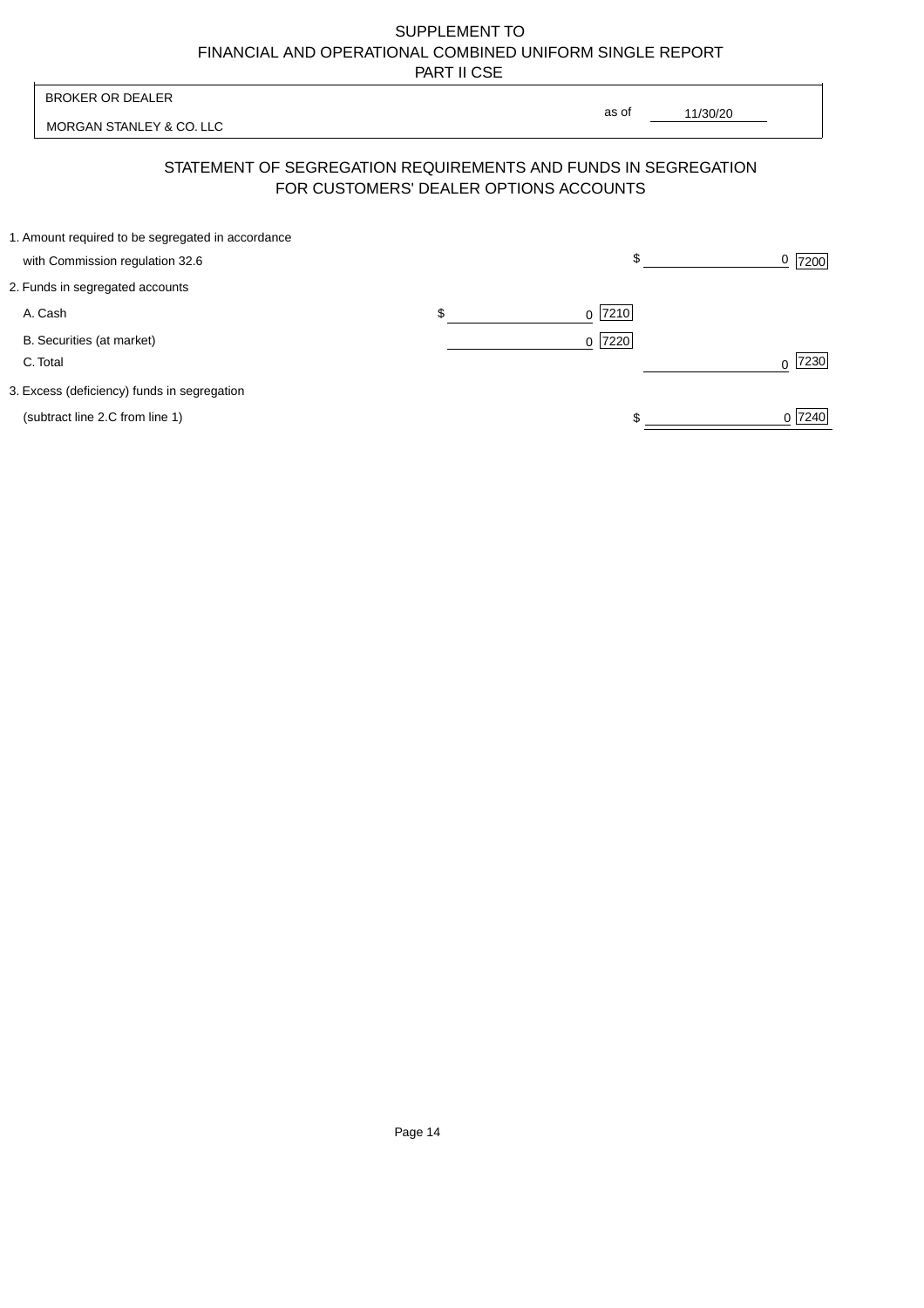SUPPLEMENT TO
FINANCIAL AND OPERATIONAL COMBINED UNIFORM SINGLE REPORT
PART II CSE

BROKER OR DEALER

MORGAN STANLEY & CO. LLC

as of 11/30/20

## STATEMENT OF SEGREGATION REQUIREMENTS AND FUNDS IN SEGREGATION FOR CUSTOMERS' DEALER OPTIONS ACCOUNTS

| | | | | |
|---|---|---|---|---|
| 1. Amount required to be segregated in accordance with Commission regulation 32.6 | | | $ 0 | 7200 |
| 2. Funds in segregated accounts | | | | |
| A. Cash | $ 0 | 7210 | | |
| B. Securities (at market) | 0 | 7220 | | |
| C. Total | | | 0 | 7230 |
| 3. Excess (deficiency) funds in segregation (subtract line 2.C from line 1) | | | $ 0 | 7240 |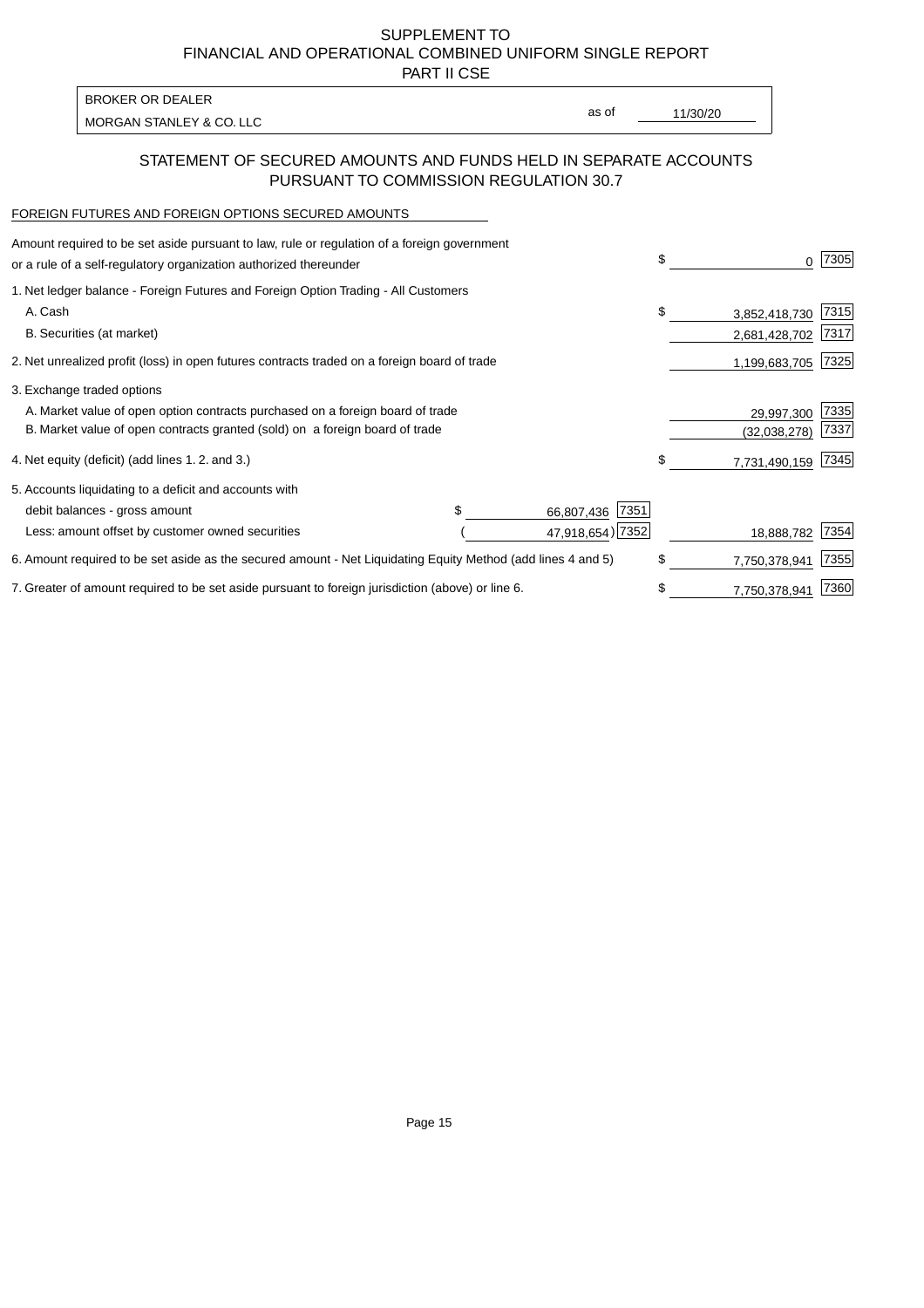SUPPLEMENT TO
FINANCIAL AND OPERATIONAL COMBINED UNIFORM SINGLE REPORT
PART II CSE

| BROKER OR DEALER | | |
|---|---|---|
| MORGAN STANLEY & CO. LLC | as of | 11/30/20 |

## STATEMENT OF SECURED AMOUNTS AND FUNDS HELD IN SEPARATE ACCOUNTS PURSUANT TO COMMISSION REGULATION 30.7

FOREIGN FUTURES AND FOREIGN OPTIONS SECURED AMOUNTS

| Description | | | Amount | Code |
|---|---|---|---|---|
| Amount required to be set aside pursuant to law, rule or regulation of a foreign government or a rule of a self-regulatory organization authorized thereunder | | | $ 0 | 7305 |
| 1. Net ledger balance - Foreign Futures and Foreign Option Trading - All Customers | | | | |
| A. Cash | | | $ 3,852,418,730 | 7315 |
| B. Securities (at market) | | | 2,681,428,702 | 7317 |
| 2. Net unrealized profit (loss) in open futures contracts traded on a foreign board of trade | | | 1,199,683,705 | 7325 |
| 3. Exchange traded options | | | | |
| A. Market value of open option contracts purchased on a foreign board of trade | | | 29,997,300 | 7335 |
| B. Market value of open contracts granted (sold) on a foreign board of trade | | | (32,038,278) | 7337 |
| 4. Net equity (deficit) (add lines 1. 2. and 3.) | | | $ 7,731,490,159 | 7345 |
| 5. Accounts liquidating to a deficit and accounts with debit balances - gross amount | $ 66,807,436 | 7351 | | |
| Less: amount offset by customer owned securities | (47,918,654) | 7352 | 18,888,782 | 7354 |
| 6. Amount required to be set aside as the secured amount - Net Liquidating Equity Method (add lines 4 and 5) | | | $ 7,750,378,941 | 7355 |
| 7. Greater of amount required to be set aside pursuant to foreign jurisdiction (above) or line 6. | | | $ 7,750,378,941 | 7360 |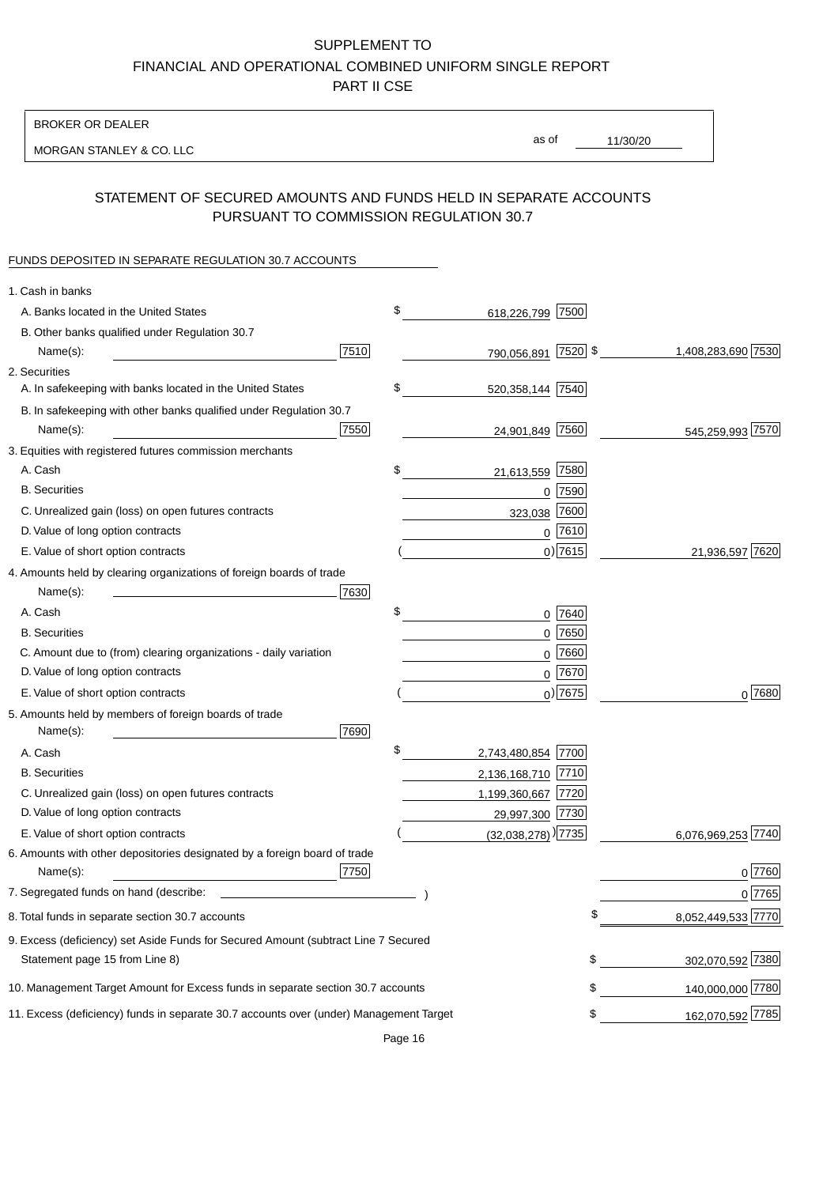SUPPLEMENT TO

FINANCIAL AND OPERATIONAL COMBINED UNIFORM SINGLE REPORT

PART II CSE

BROKER OR DEALER

MORGAN STANLEY & CO. LLC

as of 11/30/20

## STATEMENT OF SECURED AMOUNTS AND FUNDS HELD IN SEPARATE ACCOUNTS PURSUANT TO COMMISSION REGULATION 30.7

FUNDS DEPOSITED IN SEPARATE REGULATION 30.7 ACCOUNTS

| | | | | |
|---|---|---|---|---|
| 1. Cash in banks | | | | |
| A. Banks located in the United States | | $ 618,226,799 | 7500 | |
| B. Other banks qualified under Regulation 30.7 Name(s): | 7510 | 790,056,891 | 7520 | $ 1,408,283,690 7530 |
| 2. Securities | | | | |
| A. In safekeeping with banks located in the United States | | $ 520,358,144 | 7540 | |
| B. In safekeeping with other banks qualified under Regulation 30.7 Name(s): | 7550 | 24,901,849 | 7560 | 545,259,993 7570 |
| 3. Equities with registered futures commission merchants | | | | |
| A. Cash | | $ 21,613,559 | 7580 | |
| B. Securities | | 0 | 7590 | |
| C. Unrealized gain (loss) on open futures contracts | | 323,038 | 7600 | |
| D. Value of long option contracts | | 0 | 7610 | |
| E. Value of short option contracts | | ( 0) | 7615 | 21,936,597 7620 |
| 4. Amounts held by clearing organizations of foreign boards of trade Name(s): | 7630 | | | |
| A. Cash | | $ 0 | 7640 | |
| B. Securities | | 0 | 7650 | |
| C. Amount due to (from) clearing organizations - daily variation | | 0 | 7660 | |
| D. Value of long option contracts | | 0 | 7670 | |
| E. Value of short option contracts | | ( 0) | 7675 | 0 7680 |
| 5. Amounts held by members of foreign boards of trade Name(s): | 7690 | | | |
| A. Cash | | $ 2,743,480,854 | 7700 | |
| B. Securities | | 2,136,168,710 | 7710 | |
| C. Unrealized gain (loss) on open futures contracts | | 1,199,360,667 | 7720 | |
| D. Value of long option contracts | | 29,997,300 | 7730 | |
| E. Value of short option contracts | | ( (32,038,278) ) | 7735 | 6,076,969,253 7740 |
| 6. Amounts with other depositories designated by a foreign board of trade Name(s): | 7750 | | | 0 7760 |
| 7. Segregated funds on hand (describe: ) | | | | 0 7765 |
| 8. Total funds in separate section 30.7 accounts | | | | $ 8,052,449,533 7770 |
| 9. Excess (deficiency) set Aside Funds for Secured Amount (subtract Line 7 Secured Statement page 15 from Line 8) | | | | $ 302,070,592 7380 |
| 10. Management Target Amount for Excess funds in separate section 30.7 accounts | | | | $ 140,000,000 7780 |
| 11. Excess (deficiency) funds in separate 30.7 accounts over (under) Management Target | | | | $ 162,070,592 7785 |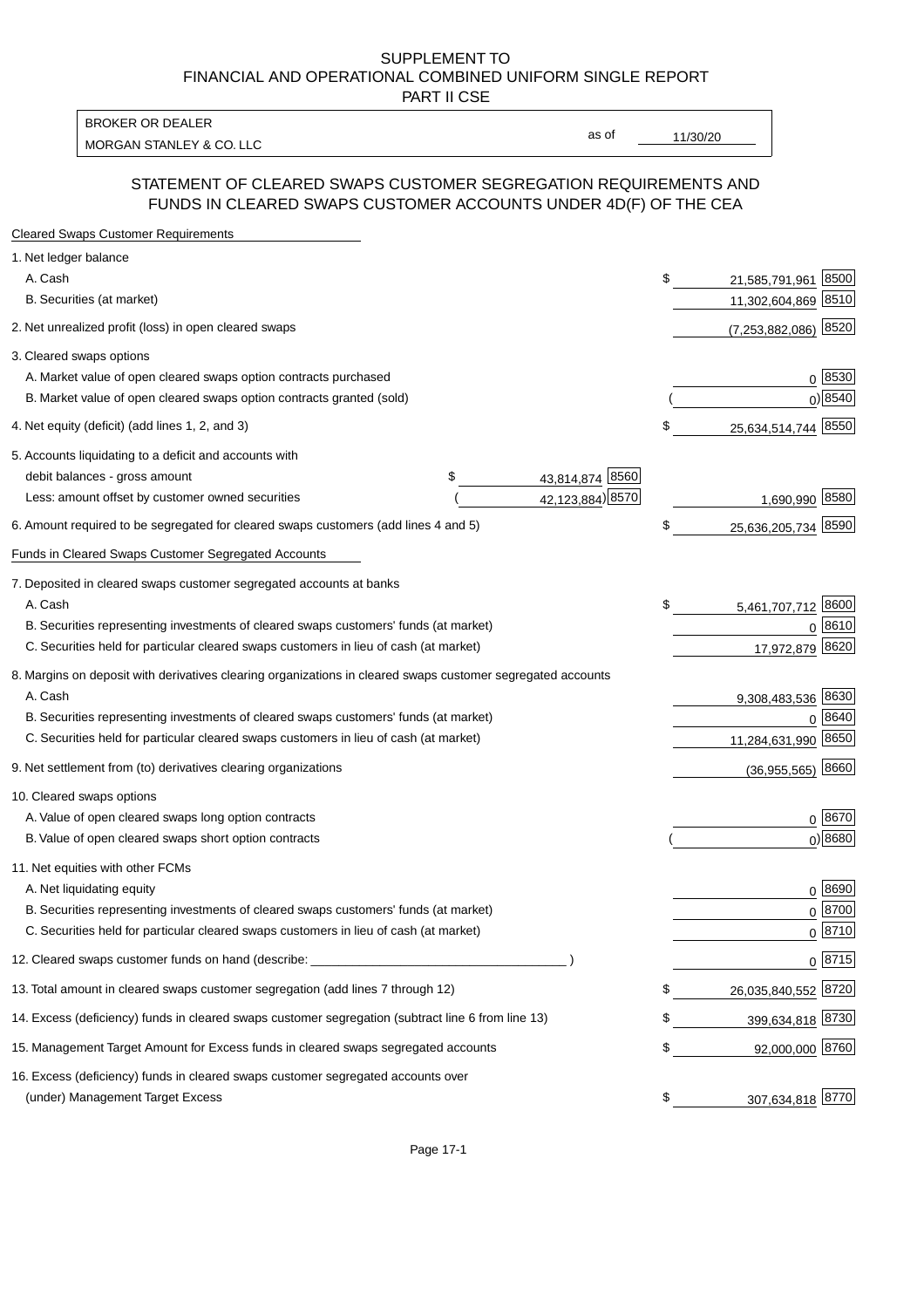SUPPLEMENT TO
FINANCIAL AND OPERATIONAL COMBINED UNIFORM SINGLE REPORT
PART II CSE

BROKER OR DEALER
MORGAN STANLEY & CO. LLC

as of 11/30/20

## STATEMENT OF CLEARED SWAPS CUSTOMER SEGREGATION REQUIREMENTS AND FUNDS IN CLEARED SWAPS CUSTOMER ACCOUNTS UNDER 4D(F) OF THE CEA

| | | | |
|---|---|---|---|
| **Cleared Swaps Customer Requirements** | | | |
| 1. Net ledger balance | | | |
| A. Cash | | $ 21,585,791,961 | 8500 |
| B. Securities (at market) | | 11,302,604,869 | 8510 |
| 2. Net unrealized profit (loss) in open cleared swaps | | (7,253,882,086) | 8520 |
| 3. Cleared swaps options | | | |
| A. Market value of open cleared swaps option contracts purchased | | 0 | 8530 |
| B. Market value of open cleared swaps option contracts granted (sold) | | ( 0) | 8540 |
| 4. Net equity (deficit) (add lines 1, 2, and 3) | | $ 25,634,514,744 | 8550 |
| 5. Accounts liquidating to a deficit and accounts with | | | |
| debit balances - gross amount | $ 43,814,874 8560 | | |
| Less: amount offset by customer owned securities | ( 42,123,884) 8570 | 1,690,990 | 8580 |
| 6. Amount required to be segregated for cleared swaps customers (add lines 4 and 5) | | $ 25,636,205,734 | 8590 |
| **Funds in Cleared Swaps Customer Segregated Accounts** | | | |
| 7. Deposited in cleared swaps customer segregated accounts at banks | | | |
| A. Cash | | $ 5,461,707,712 | 8600 |
| B. Securities representing investments of cleared swaps customers' funds (at market) | | 0 | 8610 |
| C. Securities held for particular cleared swaps customers in lieu of cash (at market) | | 17,972,879 | 8620 |
| 8. Margins on deposit with derivatives clearing organizations in cleared swaps customer segregated accounts | | | |
| A. Cash | | 9,308,483,536 | 8630 |
| B. Securities representing investments of cleared swaps customers' funds (at market) | | 0 | 8640 |
| C. Securities held for particular cleared swaps customers in lieu of cash (at market) | | 11,284,631,990 | 8650 |
| 9. Net settlement from (to) derivatives clearing organizations | | (36,955,565) | 8660 |
| 10. Cleared swaps options | | | |
| A. Value of open cleared swaps long option contracts | | 0 | 8670 |
| B. Value of open cleared swaps short option contracts | | ( 0) | 8680 |
| 11. Net equities with other FCMs | | | |
| A. Net liquidating equity | | 0 | 8690 |
| B. Securities representing investments of cleared swaps customers' funds (at market) | | 0 | 8700 |
| C. Securities held for particular cleared swaps customers in lieu of cash (at market) | | 0 | 8710 |
| 12. Cleared swaps customer funds on hand (describe: ______ ) | | 0 | 8715 |
| 13. Total amount in cleared swaps customer segregation (add lines 7 through 12) | | $ 26,035,840,552 | 8720 |
| 14. Excess (deficiency) funds in cleared swaps customer segregation (subtract line 6 from line 13) | | $ 399,634,818 | 8730 |
| 15. Management Target Amount for Excess funds in cleared swaps segregated accounts | | $ 92,000,000 | 8760 |
| 16. Excess (deficiency) funds in cleared swaps customer segregated accounts over (under) Management Target Excess | | $ 307,634,818 | 8770 |